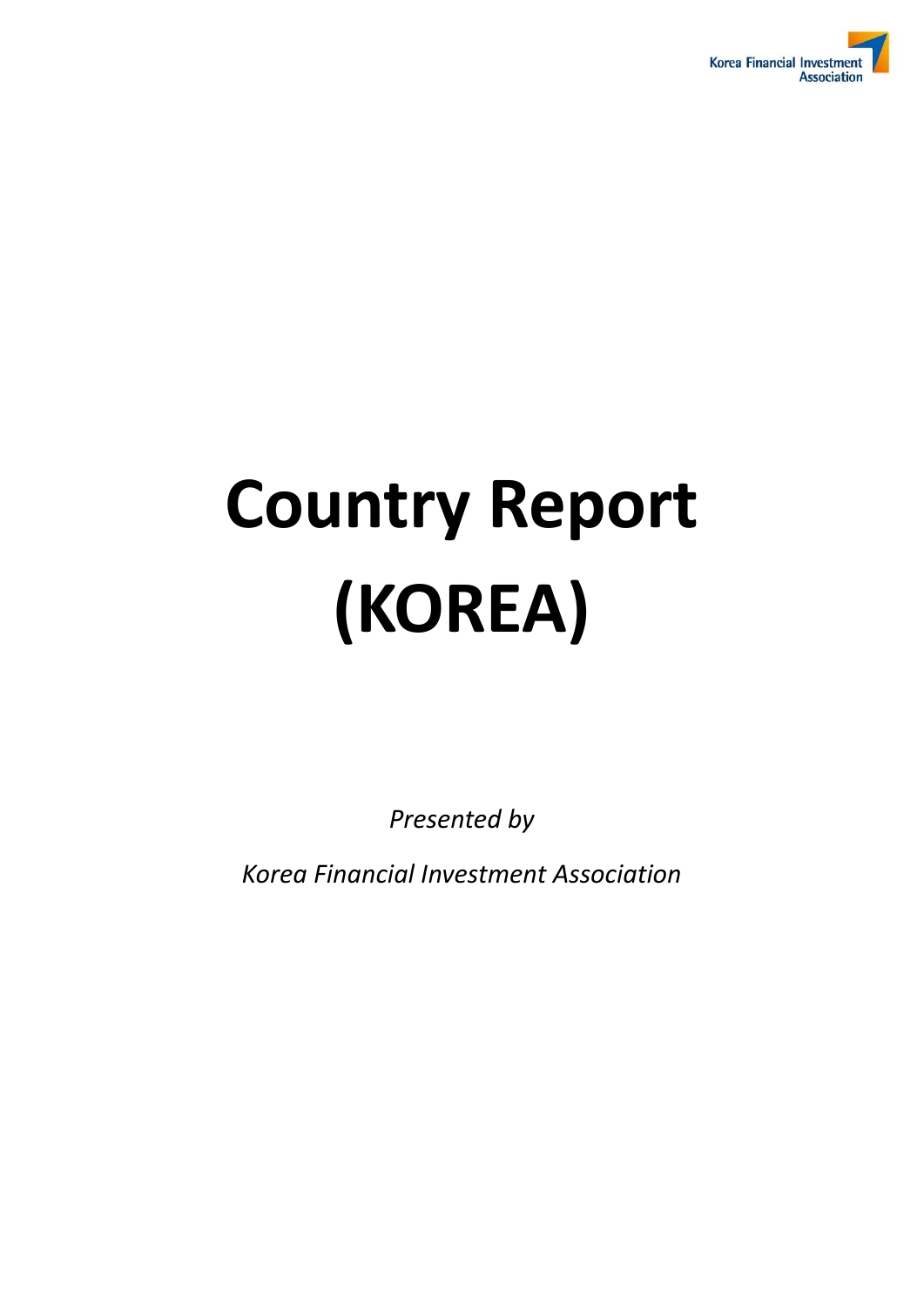# Country Report (KOREA)

*Presented by*

*Korea Financial Investment Association*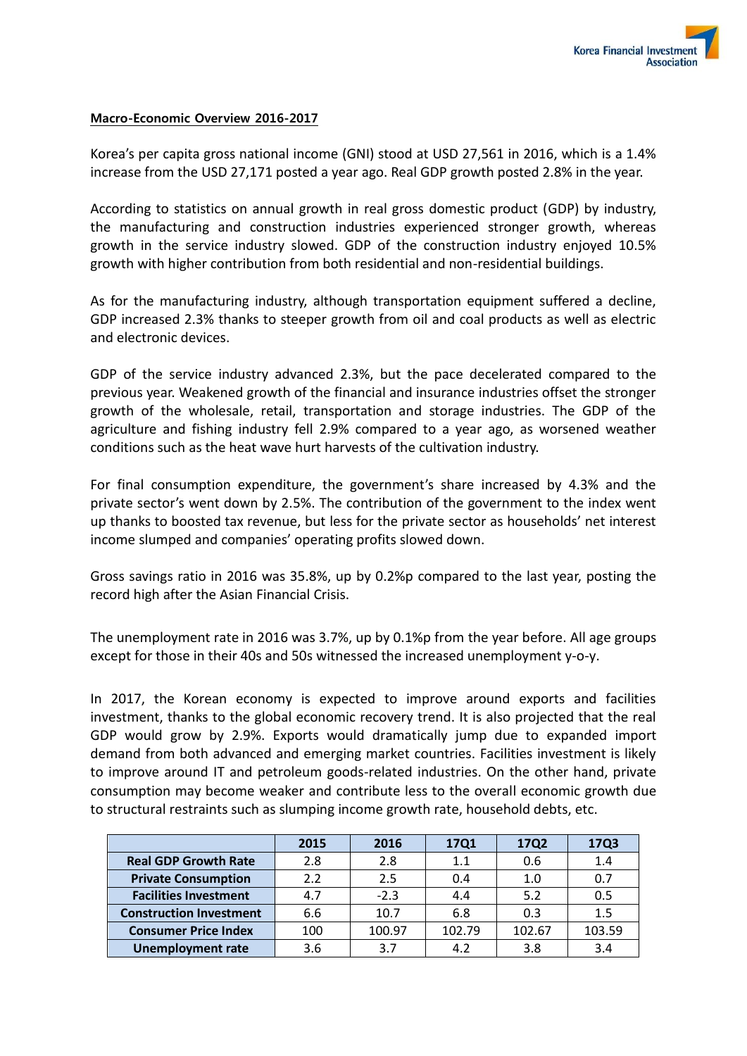**Macro-Economic Overview 2016-2017**

Korea's per capita gross national income (GNI) stood at USD 27,561 in 2016, which is a 1.4% increase from the USD 27,171 posted a year ago. Real GDP growth posted 2.8% in the year.

According to statistics on annual growth in real gross domestic product (GDP) by industry, the manufacturing and construction industries experienced stronger growth, whereas growth in the service industry slowed. GDP of the construction industry enjoyed 10.5% growth with higher contribution from both residential and non-residential buildings.

As for the manufacturing industry, although transportation equipment suffered a decline, GDP increased 2.3% thanks to steeper growth from oil and coal products as well as electric and electronic devices.

GDP of the service industry advanced 2.3%, but the pace decelerated compared to the previous year. Weakened growth of the financial and insurance industries offset the stronger growth of the wholesale, retail, transportation and storage industries. The GDP of the agriculture and fishing industry fell 2.9% compared to a year ago, as worsened weather conditions such as the heat wave hurt harvests of the cultivation industry.

For final consumption expenditure, the government's share increased by 4.3% and the private sector's went down by 2.5%. The contribution of the government to the index went up thanks to boosted tax revenue, but less for the private sector as households' net interest income slumped and companies' operating profits slowed down.

Gross savings ratio in 2016 was 35.8%, up by 0.2%p compared to the last year, posting the record high after the Asian Financial Crisis.

The unemployment rate in 2016 was 3.7%, up by 0.1%p from the year before. All age groups except for those in their 40s and 50s witnessed the increased unemployment y-o-y.

In 2017, the Korean economy is expected to improve around exports and facilities investment, thanks to the global economic recovery trend. It is also projected that the real GDP would grow by 2.9%. Exports would dramatically jump due to expanded import demand from both advanced and emerging market countries. Facilities investment is likely to improve around IT and petroleum goods-related industries. On the other hand, private consumption may become weaker and contribute less to the overall economic growth due to structural restraints such as slumping income growth rate, household debts, etc.

| | 2015 | 2016 | 17Q1 | 17Q2 | 17Q3 |
|---|---|---|---|---|---|
| **Real GDP Growth Rate** | 2.8 | 2.8 | 1.1 | 0.6 | 1.4 |
| **Private Consumption** | 2.2 | 2.5 | 0.4 | 1.0 | 0.7 |
| **Facilities Investment** | 4.7 | -2.3 | 4.4 | 5.2 | 0.5 |
| **Construction Investment** | 6.6 | 10.7 | 6.8 | 0.3 | 1.5 |
| **Consumer Price Index** | 100 | 100.97 | 102.79 | 102.67 | 103.59 |
| **Unemployment rate** | 3.6 | 3.7 | 4.2 | 3.8 | 3.4 |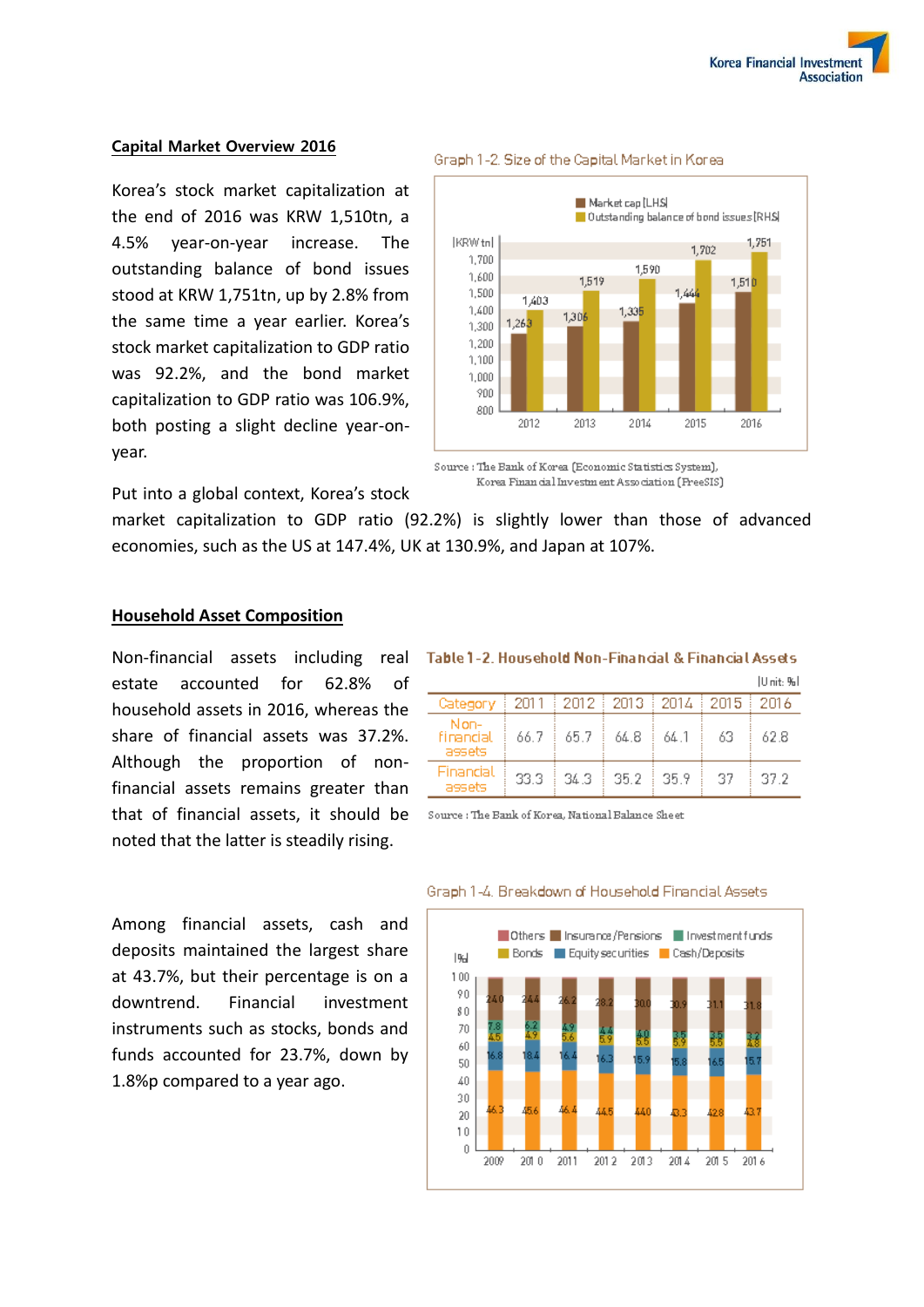## Capital Market Overview 2016

Korea's stock market capitalization at the end of 2016 was KRW 1,510tn, a 4.5% year-on-year increase. The outstanding balance of bond issues stood at KRW 1,751tn, up by 2.8% from the same time a year earlier. Korea's stock market capitalization to GDP ratio was 92.2%, and the bond market capitalization to GDP ratio was 106.9%, both posting a slight decline year-on-year.

Graph 1-2. Size of the Capital Market in Korea

| (KRW tn) | 2012 | 2013 | 2014 | 2015 | 2016 |
|---|---|---|---|---|---|
| Market cap (LHS) | 1,263 | 1,306 | 1,335 | 1,444 | 1,510 |
| Outstanding balance of bond issues (RHS) | 1,403 | 1,519 | 1,590 | 1,702 | 1,751 |

Source : The Bank of Korea (Economic Statistics System), Korea Financial Investment Association (FreeSIS)

Put into a global context, Korea's stock market capitalization to GDP ratio (92.2%) is slightly lower than those of advanced economies, such as the US at 147.4%, UK at 130.9%, and Japan at 107%.

## Household Asset Composition

Non-financial assets including real estate accounted for 62.8% of household assets in 2016, whereas the share of financial assets was 37.2%. Although the proportion of non-financial assets remains greater than that of financial assets, it should be noted that the latter is steadily rising.

**Table 1-2. Household Non-Financial & Financial Assets**

(Unit: %)

| Category | 2011 | 2012 | 2013 | 2014 | 2015 | 2016 |
|---|---|---|---|---|---|---|
| Non-financial assets | 66.7 | 65.7 | 64.8 | 64.1 | 63 | 62.8 |
| Financial assets | 33.3 | 34.3 | 35.2 | 35.9 | 37 | 37.2 |

Source : The Bank of Korea, National Balance Sheet

Among financial assets, cash and deposits maintained the largest share at 43.7%, but their percentage is on a downtrend. Financial investment instruments such as stocks, bonds and funds accounted for 23.7%, down by 1.8%p compared to a year ago.

Graph 1-4. Breakdown of Household Financial Assets

| (%) | 2009 | 2010 | 2011 | 2012 | 2013 | 2014 | 2015 | 2016 |
|---|---|---|---|---|---|---|---|---|
| Cash/Deposits | 46.3 | 45.6 | 46.4 | 44.5 | 44.0 | 43.3 | 42.8 | 43.7 |
| Equity securities | 16.8 | 18.4 | 16.4 | 16.3 | 15.9 | 15.8 | 16.5 | 15.7 |
| Bonds | 4.5 | 4.9 | 5.6 | 5.9 | 5.5 | 5.9 | 5.5 | 4.8 |
| Investment funds | 7.8 | 6.2 | 4.9 | 4.4 | 4.0 | 3.5 | 3.5 | 3.2 |
| Insurance/Pensions | 24.0 | 24.4 | 26.2 | 28.2 | 30.0 | 30.9 | 31.1 | 31.8 |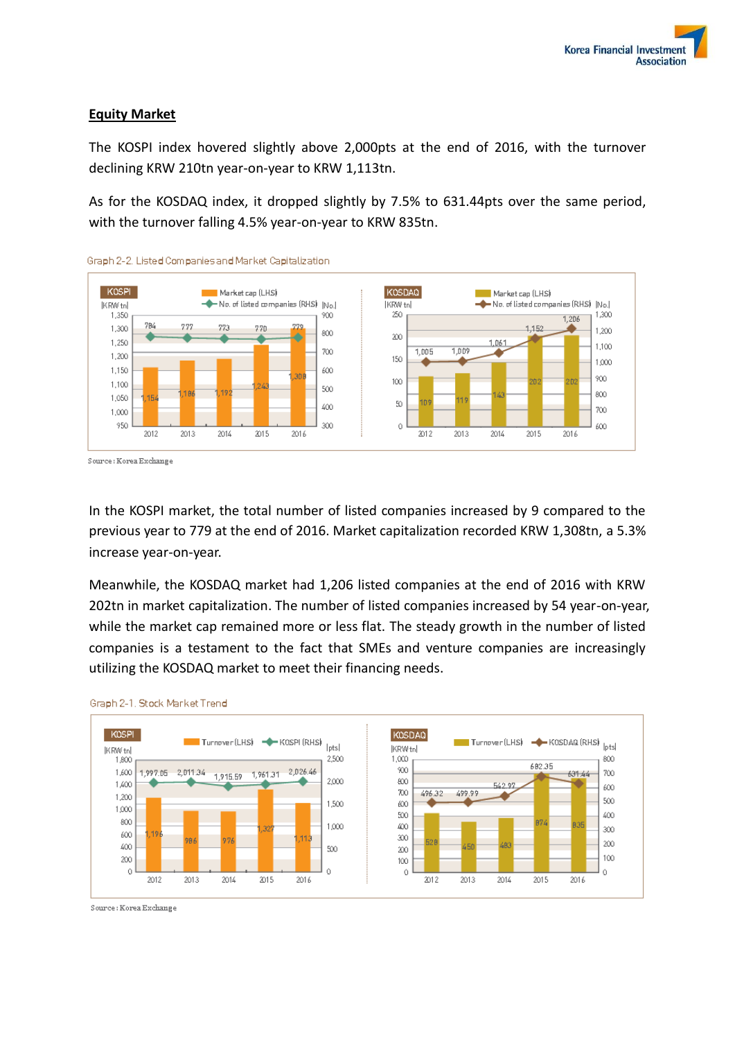## Equity Market

The KOSPI index hovered slightly above 2,000pts at the end of 2016, with the turnover declining KRW 210tn year-on-year to KRW 1,113tn.

As for the KOSDAQ index, it dropped slightly by 7.5% to 631.44pts over the same period, with the turnover falling 4.5% year-on-year to KRW 835tn.

Graph 2-2. Listed Companies and Market Capitalization

Source : Korea Exchange

In the KOSPI market, the total number of listed companies increased by 9 compared to the previous year to 779 at the end of 2016. Market capitalization recorded KRW 1,308tn, a 5.3% increase year-on-year.

Meanwhile, the KOSDAQ market had 1,206 listed companies at the end of 2016 with KRW 202tn in market capitalization. The number of listed companies increased by 54 year-on-year, while the market cap remained more or less flat. The steady growth in the number of listed companies is a testament to the fact that SMEs and venture companies are increasingly utilizing the KOSDAQ market to meet their financing needs.

Graph 2-1. Stock Market Trend

Source : Korea Exchange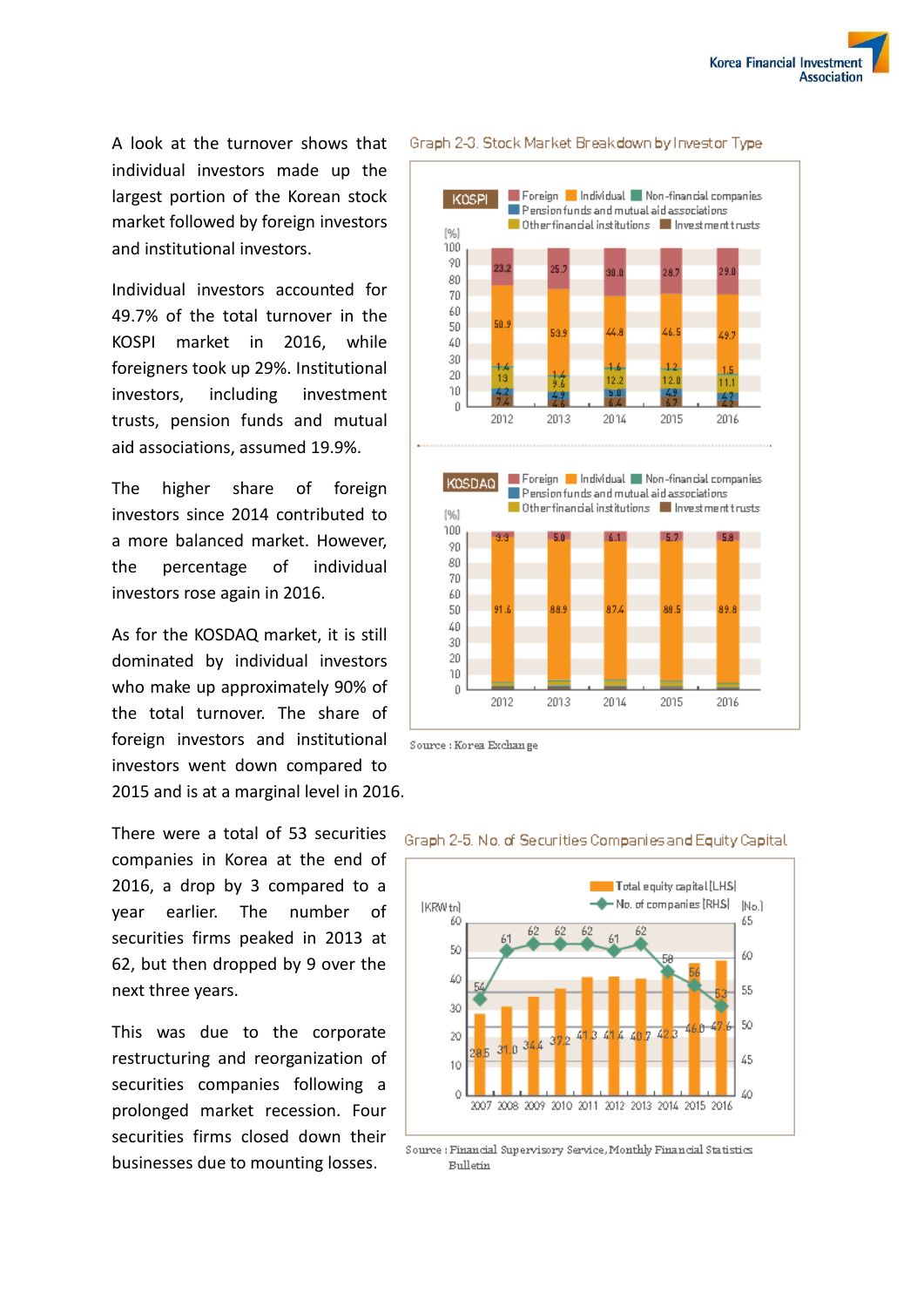A look at the turnover shows that individual investors made up the largest portion of the Korean stock market followed by foreign investors and institutional investors.

Individual investors accounted for 49.7% of the total turnover in the KOSPI market in 2016, while foreigners took up 29%. Institutional investors, including investment trusts, pension funds and mutual aid associations, assumed 19.9%.

The higher share of foreign investors since 2014 contributed to a more balanced market. However, the percentage of individual investors rose again in 2016.

As for the KOSDAQ market, it is still dominated by individual investors who make up approximately 90% of the total turnover. The share of foreign investors and institutional investors went down compared to 2015 and is at a marginal level in 2016.

There were a total of 53 securities companies in Korea at the end of 2016, a drop by 3 compared to a year earlier. The number of securities firms peaked in 2013 at 62, but then dropped by 9 over the next three years.

This was due to the corporate restructuring and reorganization of securities companies following a prolonged market recession. Four securities firms closed down their businesses due to mounting losses.

Graph 2-3. Stock Market Breakdown by Investor Type

KOSPI (%)

| | 2012 | 2013 | 2014 | 2015 | 2016 |
|---|---|---|---|---|---|
| Foreign | 23.2 | 25.7 | 30.0 | 28.7 | 29.0 |
| Individual | 50.9 | 53.9 | 44.8 | 46.5 | 49.7 |
| Non-financial companies | 1.4 | 1.4 | 1.6 | 1.2 | 1.5 |
| Other financial institutions | 13 | 9.6 | 12.2 | 12.0 | 11.1 |
| Pension funds and mutual aid associations | 4.2 | 4.9 | 5.0 | 4.9 | 4.7 |
| Investment trusts | 7.4 | 4.6 | 6.4 | 6.7 | 4.2 |

KOSDAQ (%)

| | 2012 | 2013 | 2014 | 2015 | 2016 |
|---|---|---|---|---|---|
| Foreign | 3.3 | 5.0 | 6.1 | 5.7 | 5.8 |
| Individual | 91.6 | 88.9 | 87.4 | 88.5 | 89.8 |

Source : Korea Exchange

Graph 2-5. No. of Securities Companies and Equity Capital

| | 2007 | 2008 | 2009 | 2010 | 2011 | 2012 | 2013 | 2014 | 2015 | 2016 |
|---|---|---|---|---|---|---|---|---|---|---|
| Total equity capital (KRW tn) [LHS] | 28.5 | 31.0 | 34.4 | 37.2 | 41.3 | 41.4 | 40.7 | 42.3 | 46.0 | 47.6 |
| No. of companies [RHS] | 54 | 61 | 62 | 62 | 62 | 61 | 62 | 58 | 56 | 53 |

Source : Financial Supervisory Service, Monthly Financial Statistics Bulletin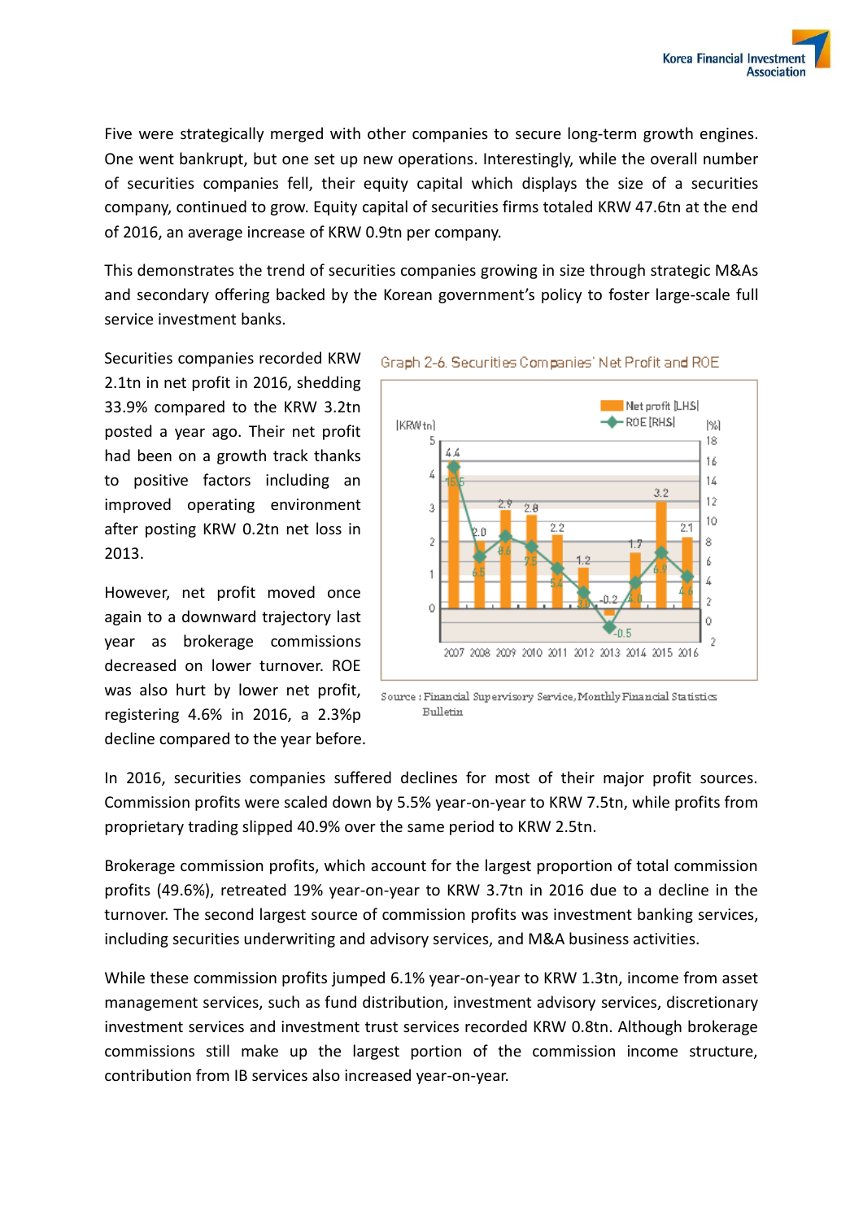Five were strategically merged with other companies to secure long-term growth engines. One went bankrupt, but one set up new operations. Interestingly, while the overall number of securities companies fell, their equity capital which displays the size of a securities company, continued to grow. Equity capital of securities firms totaled KRW 47.6tn at the end of 2016, an average increase of KRW 0.9tn per company.

This demonstrates the trend of securities companies growing in size through strategic M&As and secondary offering backed by the Korean government's policy to foster large-scale full service investment banks.

Securities companies recorded KRW 2.1tn in net profit in 2016, shedding 33.9% compared to the KRW 3.2tn posted a year ago. Their net profit had been on a growth track thanks to positive factors including an improved operating environment after posting KRW 0.2tn net loss in 2013.

However, net profit moved once again to a downward trajectory last year as brokerage commissions decreased on lower turnover. ROE was also hurt by lower net profit, registering 4.6% in 2016, a 2.3%p decline compared to the year before.

Graph 2-6. Securities Companies' Net Profit and ROE

| Year | Net profit [LHS] (KRW tn) | ROE [RHS] (%) |
|---|---|---|
| 2007 | 4.4 | 15.5 |
| 2008 | 2.0 | 6.5 |
| 2009 | 2.9 | 8.6 |
| 2010 | 2.8 | 7.5 |
| 2011 | 2.2 | 5.4 |
| 2012 | 1.2 | 3.0 |
| 2013 | -0.2 | -0.5 |
| 2014 | 1.7 | 4.0 |
| 2015 | 3.2 | 6.9 |
| 2016 | 2.1 | 4.6 |

Source : Financial Supervisory Service, Monthly Financial Statistics Bulletin

In 2016, securities companies suffered declines for most of their major profit sources. Commission profits were scaled down by 5.5% year-on-year to KRW 7.5tn, while profits from proprietary trading slipped 40.9% over the same period to KRW 2.5tn.

Brokerage commission profits, which account for the largest proportion of total commission profits (49.6%), retreated 19% year-on-year to KRW 3.7tn in 2016 due to a decline in the turnover. The second largest source of commission profits was investment banking services, including securities underwriting and advisory services, and M&A business activities.

While these commission profits jumped 6.1% year-on-year to KRW 1.3tn, income from asset management services, such as fund distribution, investment advisory services, discretionary investment services and investment trust services recorded KRW 0.8tn. Although brokerage commissions still make up the largest portion of the commission income structure, contribution from IB services also increased year-on-year.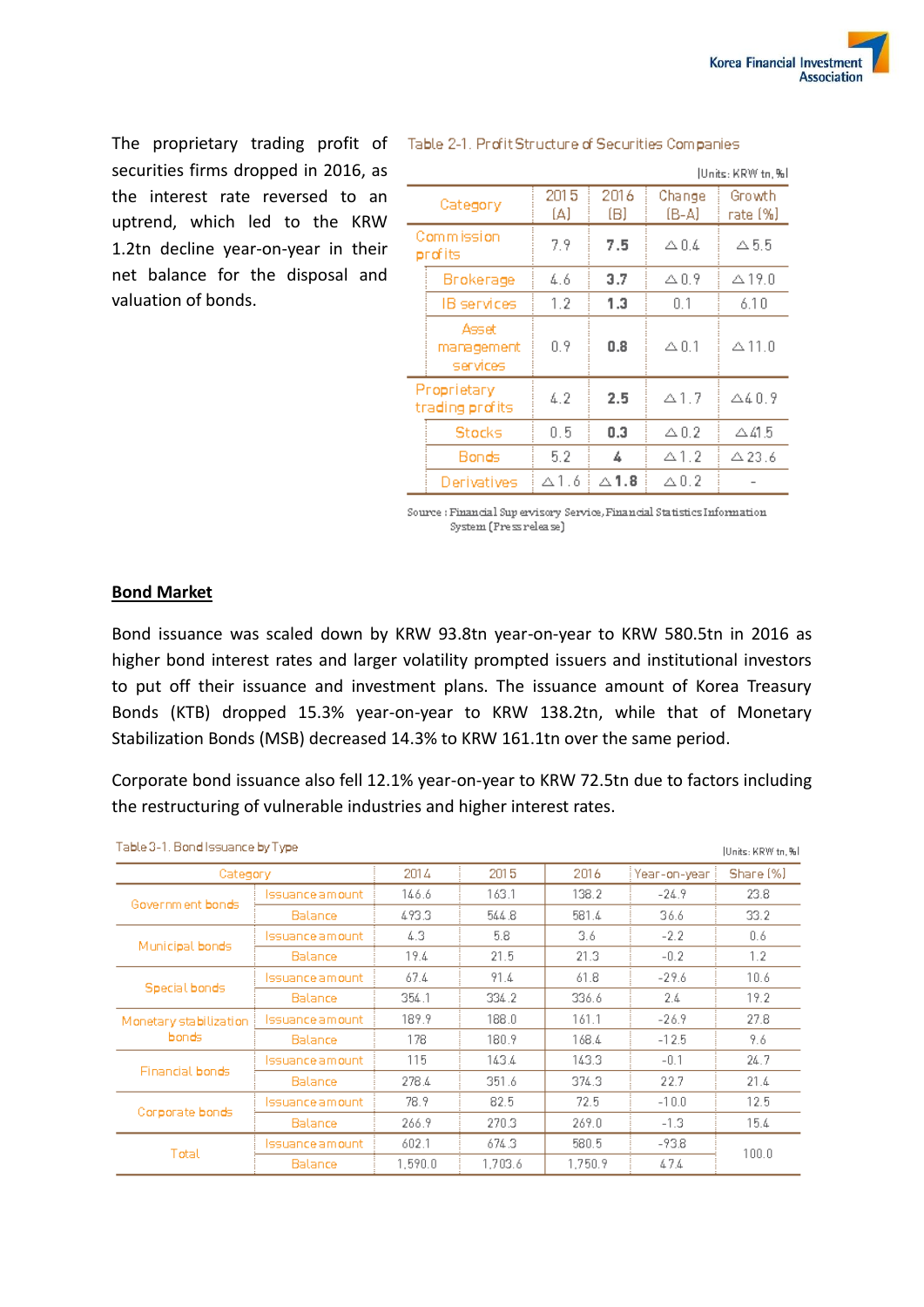The proprietary trading profit of securities firms dropped in 2016, as the interest rate reversed to an uptrend, which led to the KRW 1.2tn decline year-on-year in their net balance for the disposal and valuation of bonds.

Table 2-1. Profit Structure of Securities Companies

|Units: KRW tn, %|

| Category | | 2015 (A) | 2016 (B) | Change (B-A) | Growth rate (%) |
|---|---|---|---|---|---|
| Commission profits | | 7.9 | **7.5** | △0.4 | △5.5 |
| | Brokerage | 4.6 | **3.7** | △0.9 | △19.0 |
| | IB services | 1.2 | **1.3** | 0.1 | 6.10 |
| | Asset management services | 0.9 | **0.8** | △0.1 | △11.0 |
| Proprietary trading profits | | 4.2 | **2.5** | △1.7 | △40.9 |
| | Stocks | 0.5 | **0.3** | △0.2 | △41.5 |
| | Bonds | 5.2 | **4** | △1.2 | △23.6 |
| | Derivatives | △1.6 | **△1.8** | △0.2 | - |

Source : Financial Supervisory Service, Financial Statistics Information System (Press release)

## Bond Market

Bond issuance was scaled down by KRW 93.8tn year-on-year to KRW 580.5tn in 2016 as higher bond interest rates and larger volatility prompted issuers and institutional investors to put off their issuance and investment plans. The issuance amount of Korea Treasury Bonds (KTB) dropped 15.3% year-on-year to KRW 138.2tn, while that of Monetary Stabilization Bonds (MSB) decreased 14.3% to KRW 161.1tn over the same period.

Corporate bond issuance also fell 12.1% year-on-year to KRW 72.5tn due to factors including the restructuring of vulnerable industries and higher interest rates.

Table 3-1. Bond Issuance by Type

|Units: KRW tn, %|

| Category | | 2014 | 2015 | 2016 | Year-on-year | Share (%) |
|---|---|---|---|---|---|---|
| Government bonds | Issuance amount | 146.6 | 163.1 | 138.2 | -24.9 | 23.8 |
| | Balance | 493.3 | 544.8 | 581.4 | 36.6 | 33.2 |
| Municipal bonds | Issuance amount | 4.3 | 5.8 | 3.6 | -2.2 | 0.6 |
| | Balance | 19.4 | 21.5 | 21.3 | -0.2 | 1.2 |
| Special bonds | Issuance amount | 67.4 | 91.4 | 61.8 | -29.6 | 10.6 |
| | Balance | 354.1 | 334.2 | 336.6 | 2.4 | 19.2 |
| Monetary stabilization bonds | Issuance amount | 189.9 | 188.0 | 161.1 | -26.9 | 27.8 |
| | Balance | 178 | 180.9 | 168.4 | -12.5 | 9.6 |
| Financial bonds | Issuance amount | 115 | 143.4 | 143.3 | -0.1 | 24.7 |
| | Balance | 278.4 | 351.6 | 374.3 | 22.7 | 21.4 |
| Corporate bonds | Issuance amount | 78.9 | 82.5 | 72.5 | -10.0 | 12.5 |
| | Balance | 266.9 | 270.3 | 269.0 | -1.3 | 15.4 |
| Total | Issuance amount | 602.1 | 674.3 | 580.5 | -93.8 | 100.0 |
| | Balance | 1,590.0 | 1,703.6 | 1,750.9 | 47.4 | |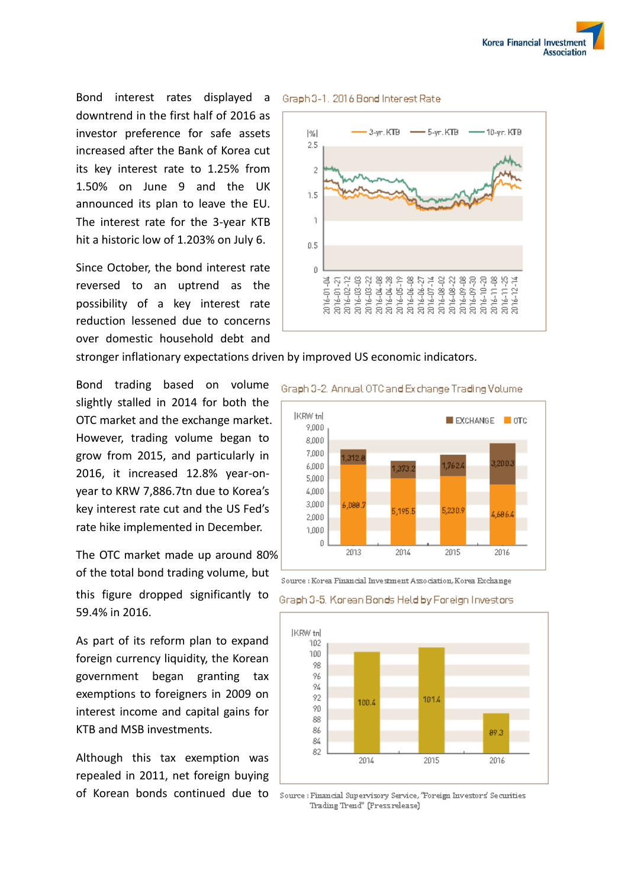Bond interest rates displayed a downtrend in the first half of 2016 as investor preference for safe assets increased after the Bank of Korea cut its key interest rate to 1.25% from 1.50% on June 9 and the UK announced its plan to leave the EU. The interest rate for the 3-year KTB hit a historic low of 1.203% on July 6.

Since October, the bond interest rate reversed to an uptrend as the possibility of a key interest rate reduction lessened due to concerns over domestic household debt and stronger inflationary expectations driven by improved US economic indicators.

Graph 3-1. 2016 Bond Interest Rate

Bond trading based on volume slightly stalled in 2014 for both the OTC market and the exchange market. However, trading volume began to grow from 2015, and particularly in 2016, it increased 12.8% year-on-year to KRW 7,886.7tn due to Korea's key interest rate cut and the US Fed's rate hike implemented in December.

Graph 3-2. Annual OTC and Exchange Trading Volume

(KRW tn)

| | 2013 | 2014 | 2015 | 2016 |
|---|---|---|---|---|
| EXCHANGE | 1,312.8 | 1,373.2 | 1,762.4 | 3,200.3 |
| OTC | 6,088.7 | 5,195.5 | 5,230.9 | 4,686.4 |

Source : Korea Financial Investment Association, Korea Exchange

The OTC market made up around 80% of the total bond trading volume, but this figure dropped significantly to 59.4% in 2016.

Graph 3-5. Korean Bonds Held by Foreign Investors

(KRW tn)

| 2014 | 2015 | 2016 |
|---|---|---|
| 100.4 | 101.4 | 89.3 |

Source : Financial Supervisory Service, "Foreign Investors' Securities Trading Trend" (Press release)

As part of its reform plan to expand foreign currency liquidity, the Korean government began granting tax exemptions to foreigners in 2009 on interest income and capital gains for KTB and MSB investments.

Although this tax exemption was repealed in 2011, net foreign buying of Korean bonds continued due to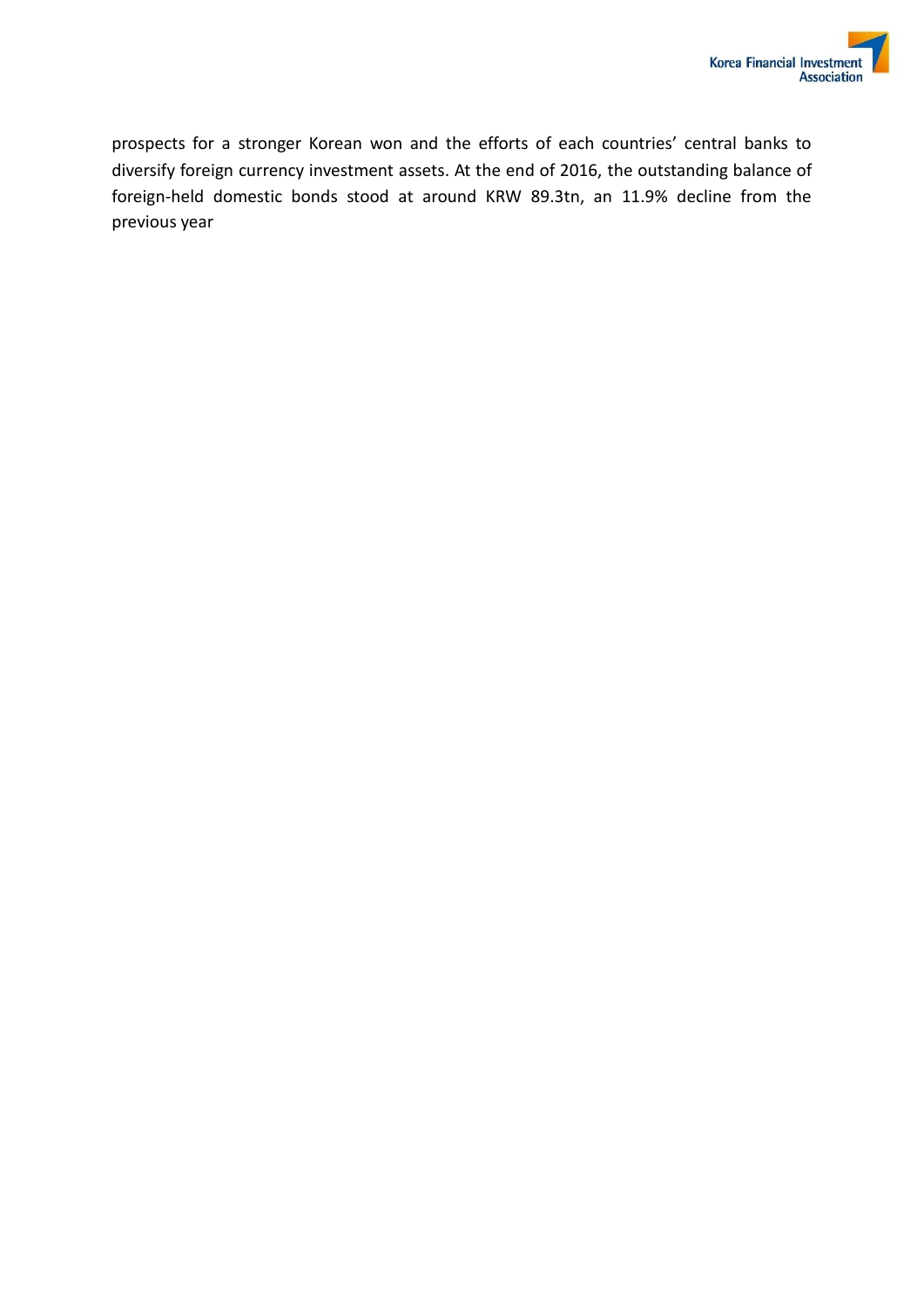prospects for a stronger Korean won and the efforts of each countries' central banks to diversify foreign currency investment assets. At the end of 2016, the outstanding balance of foreign-held domestic bonds stood at around KRW 89.3tn, an 11.9% decline from the previous year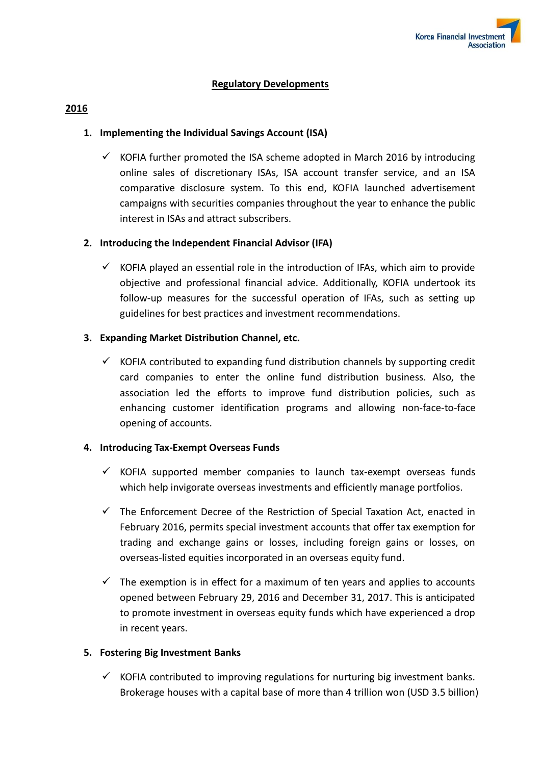## Regulatory Developments

### 2016

1. **Implementing the Individual Savings Account (ISA)**

   ✓ KOFIA further promoted the ISA scheme adopted in March 2016 by introducing online sales of discretionary ISAs, ISA account transfer service, and an ISA comparative disclosure system. To this end, KOFIA launched advertisement campaigns with securities companies throughout the year to enhance the public interest in ISAs and attract subscribers.

2. **Introducing the Independent Financial Advisor (IFA)**

   ✓ KOFIA played an essential role in the introduction of IFAs, which aim to provide objective and professional financial advice. Additionally, KOFIA undertook its follow-up measures for the successful operation of IFAs, such as setting up guidelines for best practices and investment recommendations.

3. **Expanding Market Distribution Channel, etc.**

   ✓ KOFIA contributed to expanding fund distribution channels by supporting credit card companies to enter the online fund distribution business. Also, the association led the efforts to improve fund distribution policies, such as enhancing customer identification programs and allowing non-face-to-face opening of accounts.

4. **Introducing Tax-Exempt Overseas Funds**

   ✓ KOFIA supported member companies to launch tax-exempt overseas funds which help invigorate overseas investments and efficiently manage portfolios.

   ✓ The Enforcement Decree of the Restriction of Special Taxation Act, enacted in February 2016, permits special investment accounts that offer tax exemption for trading and exchange gains or losses, including foreign gains or losses, on overseas-listed equities incorporated in an overseas equity fund.

   ✓ The exemption is in effect for a maximum of ten years and applies to accounts opened between February 29, 2016 and December 31, 2017. This is anticipated to promote investment in overseas equity funds which have experienced a drop in recent years.

5. **Fostering Big Investment Banks**

   ✓ KOFIA contributed to improving regulations for nurturing big investment banks. Brokerage houses with a capital base of more than 4 trillion won (USD 3.5 billion)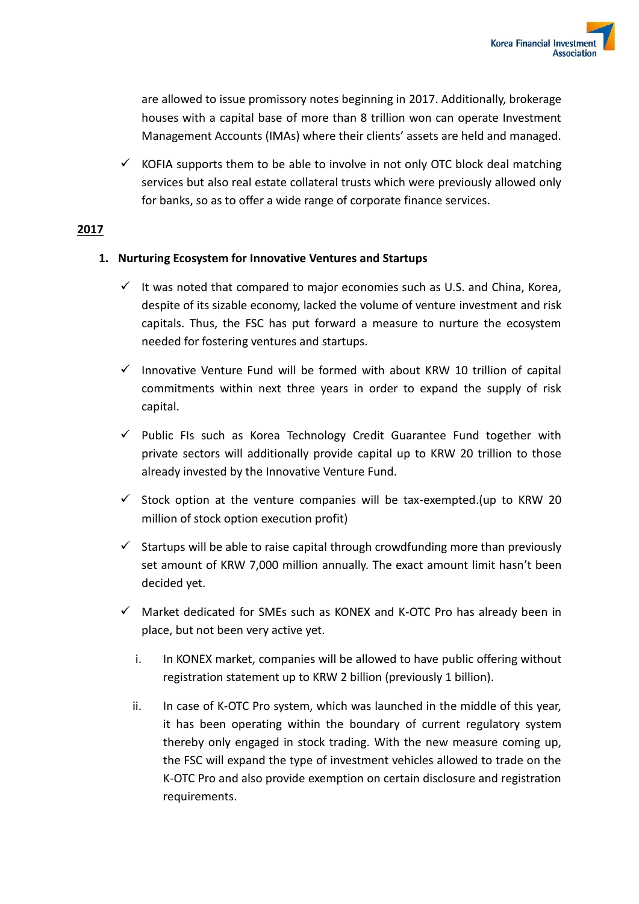are allowed to issue promissory notes beginning in 2017. Additionally, brokerage houses with a capital base of more than 8 trillion won can operate Investment Management Accounts (IMAs) where their clients' assets are held and managed.

- ✓ KOFIA supports them to be able to involve in not only OTC block deal matching services but also real estate collateral trusts which were previously allowed only for banks, so as to offer a wide range of corporate finance services.

**2017**

**1. Nurturing Ecosystem for Innovative Ventures and Startups**

- ✓ It was noted that compared to major economies such as U.S. and China, Korea, despite of its sizable economy, lacked the volume of venture investment and risk capitals. Thus, the FSC has put forward a measure to nurture the ecosystem needed for fostering ventures and startups.

- ✓ Innovative Venture Fund will be formed with about KRW 10 trillion of capital commitments within next three years in order to expand the supply of risk capital.

- ✓ Public FIs such as Korea Technology Credit Guarantee Fund together with private sectors will additionally provide capital up to KRW 20 trillion to those already invested by the Innovative Venture Fund.

- ✓ Stock option at the venture companies will be tax-exempted.(up to KRW 20 million of stock option execution profit)

- ✓ Startups will be able to raise capital through crowdfunding more than previously set amount of KRW 7,000 million annually. The exact amount limit hasn't been decided yet.

- ✓ Market dedicated for SMEs such as KONEX and K-OTC Pro has already been in place, but not been very active yet.

  i. In KONEX market, companies will be allowed to have public offering without registration statement up to KRW 2 billion (previously 1 billion).

  ii. In case of K-OTC Pro system, which was launched in the middle of this year, it has been operating within the boundary of current regulatory system thereby only engaged in stock trading. With the new measure coming up, the FSC will expand the type of investment vehicles allowed to trade on the K-OTC Pro and also provide exemption on certain disclosure and registration requirements.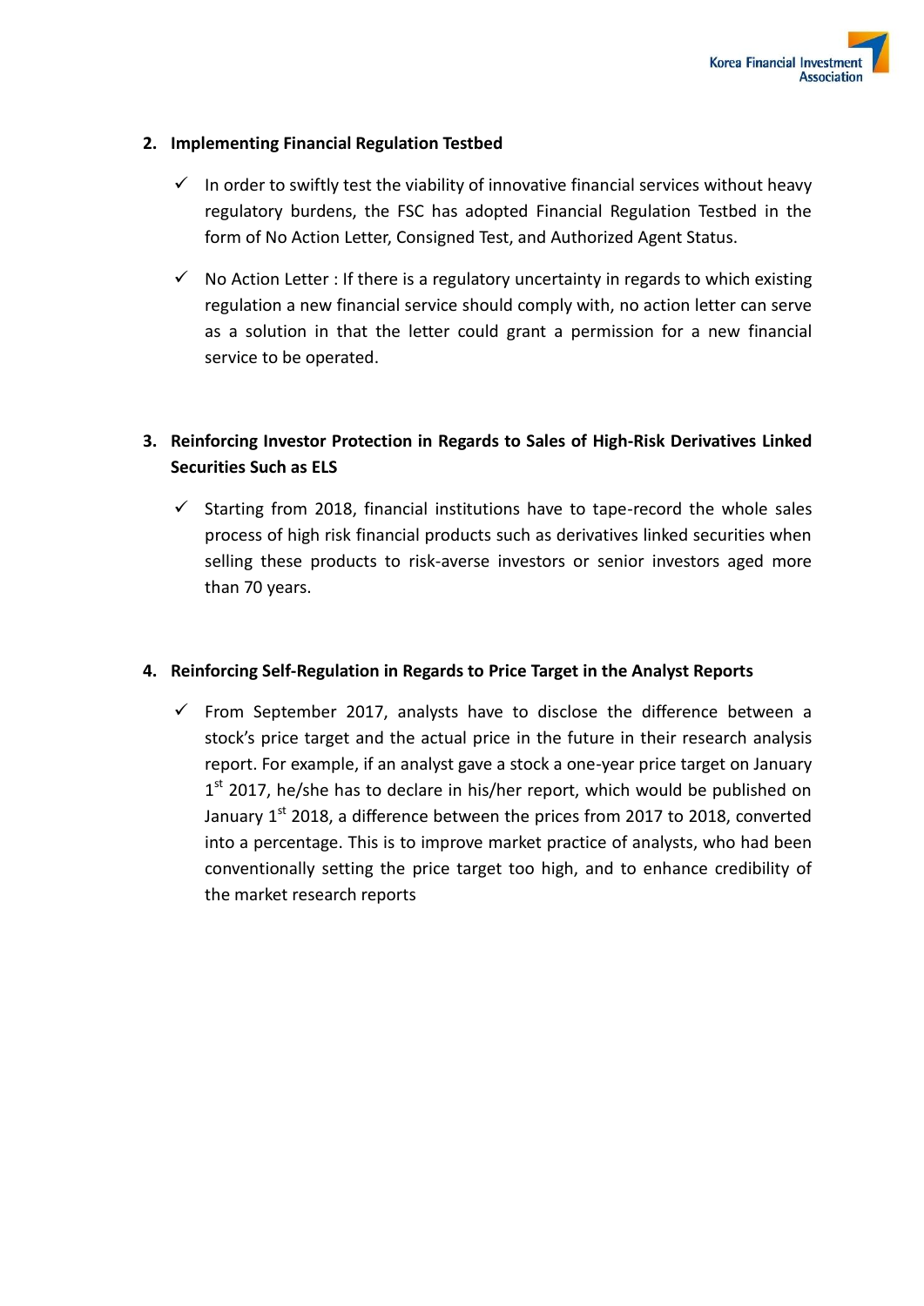2. **Implementing Financial Regulation Testbed**

   - ✓ In order to swiftly test the viability of innovative financial services without heavy regulatory burdens, the FSC has adopted Financial Regulation Testbed in the form of No Action Letter, Consigned Test, and Authorized Agent Status.
   - ✓ No Action Letter : If there is a regulatory uncertainty in regards to which existing regulation a new financial service should comply with, no action letter can serve as a solution in that the letter could grant a permission for a new financial service to be operated.

3. **Reinforcing Investor Protection in Regards to Sales of High-Risk Derivatives Linked Securities Such as ELS**

   - ✓ Starting from 2018, financial institutions have to tape-record the whole sales process of high risk financial products such as derivatives linked securities when selling these products to risk-averse investors or senior investors aged more than 70 years.

4. **Reinforcing Self-Regulation in Regards to Price Target in the Analyst Reports**

   - ✓ From September 2017, analysts have to disclose the difference between a stock's price target and the actual price in the future in their research analysis report. For example, if an analyst gave a stock a one-year price target on January 1st 2017, he/she has to declare in his/her report, which would be published on January 1st 2018, a difference between the prices from 2017 to 2018, converted into a percentage. This is to improve market practice of analysts, who had been conventionally setting the price target too high, and to enhance credibility of the market research reports